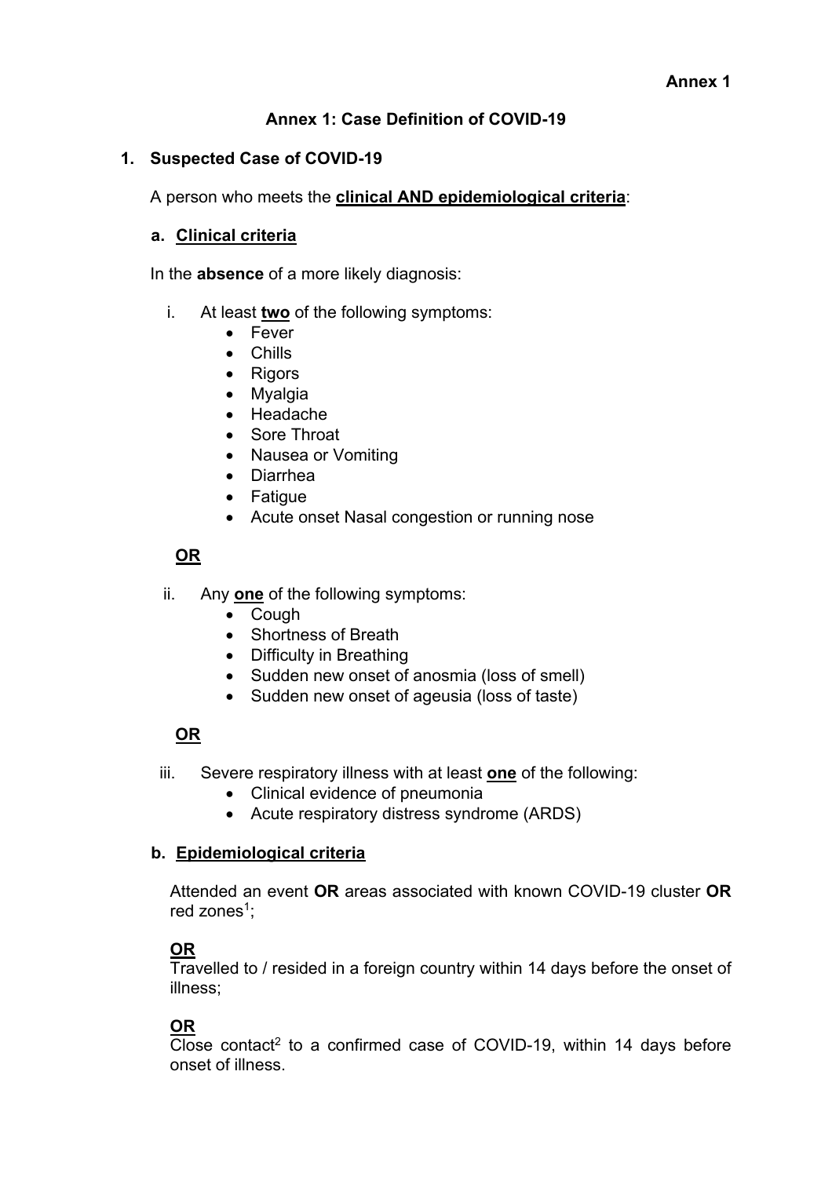**Annex 1**

# Annex 1: Case Definition of COVID-19

## 1. Suspected Case of COVID-19

A person who meets the **clinical AND epidemiological criteria**:

### a. Clinical criteria

In the **absence** of a more likely diagnosis:

i. At least **two** of the following symptoms:
- Fever
- Chills
- Rigors
- Myalgia
- Headache
- Sore Throat
- Nausea or Vomiting
- Diarrhea
- Fatigue
- Acute onset Nasal congestion or running nose

**OR**

ii. Any **one** of the following symptoms:
- Cough
- Shortness of Breath
- Difficulty in Breathing
- Sudden new onset of anosmia (loss of smell)
- Sudden new onset of ageusia (loss of taste)

**OR**

iii. Severe respiratory illness with at least **one** of the following:
- Clinical evidence of pneumonia
- Acute respiratory distress syndrome (ARDS)

### b. Epidemiological criteria

Attended an event **OR** areas associated with known COVID-19 cluster **OR** red zones[1];

**OR**
Travelled to / resided in a foreign country within 14 days before the onset of illness;

**OR**
Close contact[2] to a confirmed case of COVID-19, within 14 days before onset of illness.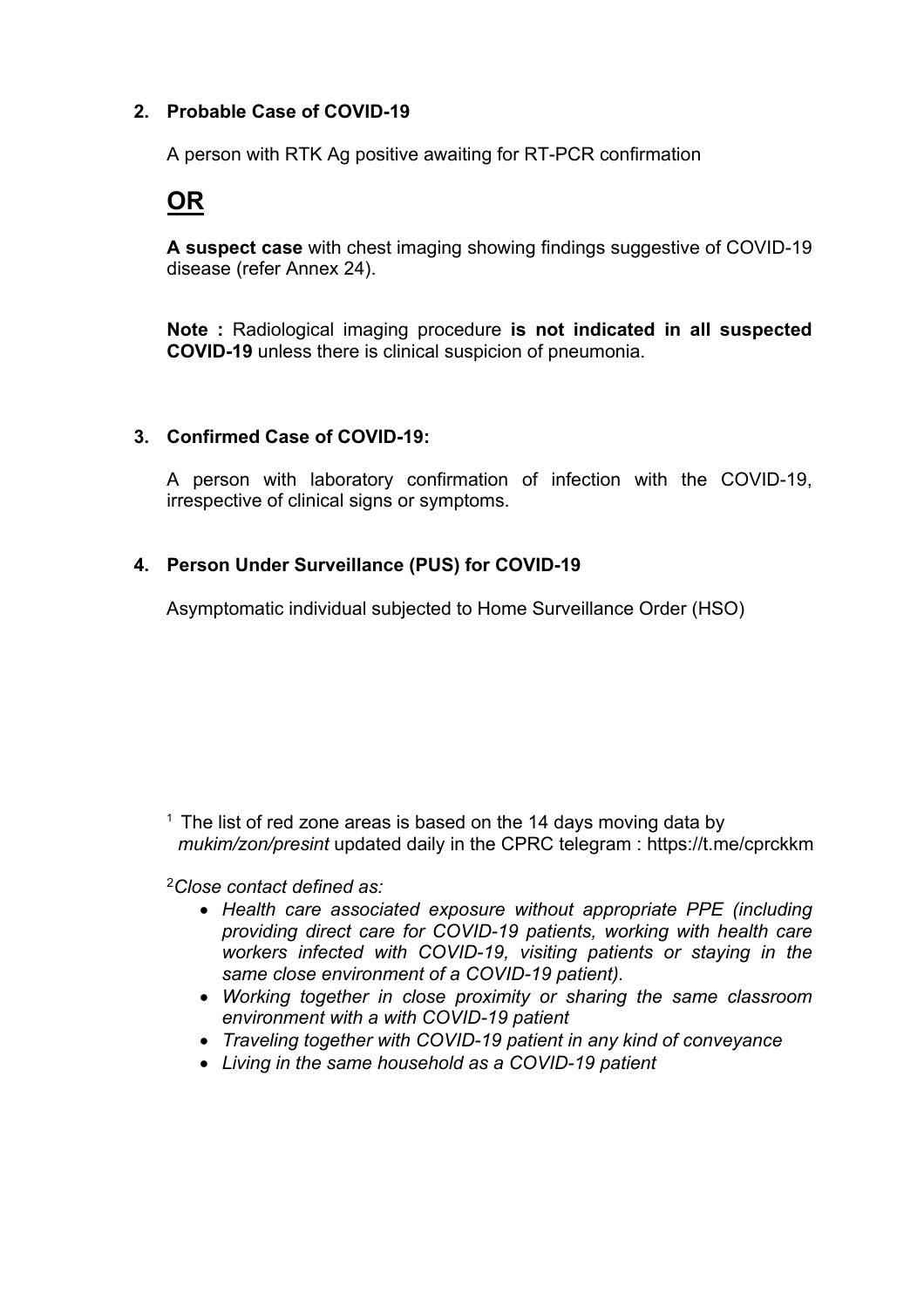## 2. Probable Case of COVID-19

A person with RTK Ag positive awaiting for RT-PCR confirmation

# **OR**

**A suspect case** with chest imaging showing findings suggestive of COVID-19 disease (refer Annex 24).

**Note :** Radiological imaging procedure **is not indicated in all suspected COVID-19** unless there is clinical suspicion of pneumonia.

## 3. Confirmed Case of COVID-19:

A person with laboratory confirmation of infection with the COVID-19, irrespective of clinical signs or symptoms.

## 4. Person Under Surveillance (PUS) for COVID-19

Asymptomatic individual subjected to Home Surveillance Order (HSO)

[1] The list of red zone areas is based on the 14 days moving data by *mukim/zon/presint* updated daily in the CPRC telegram : https://t.me/cprckkm

[2]*Close contact defined as:*

- *Health care associated exposure without appropriate PPE (including providing direct care for COVID-19 patients, working with health care workers infected with COVID-19, visiting patients or staying in the same close environment of a COVID-19 patient).*
- *Working together in close proximity or sharing the same classroom environment with a with COVID-19 patient*
- *Traveling together with COVID-19 patient in any kind of conveyance*
- *Living in the same household as a COVID-19 patient*